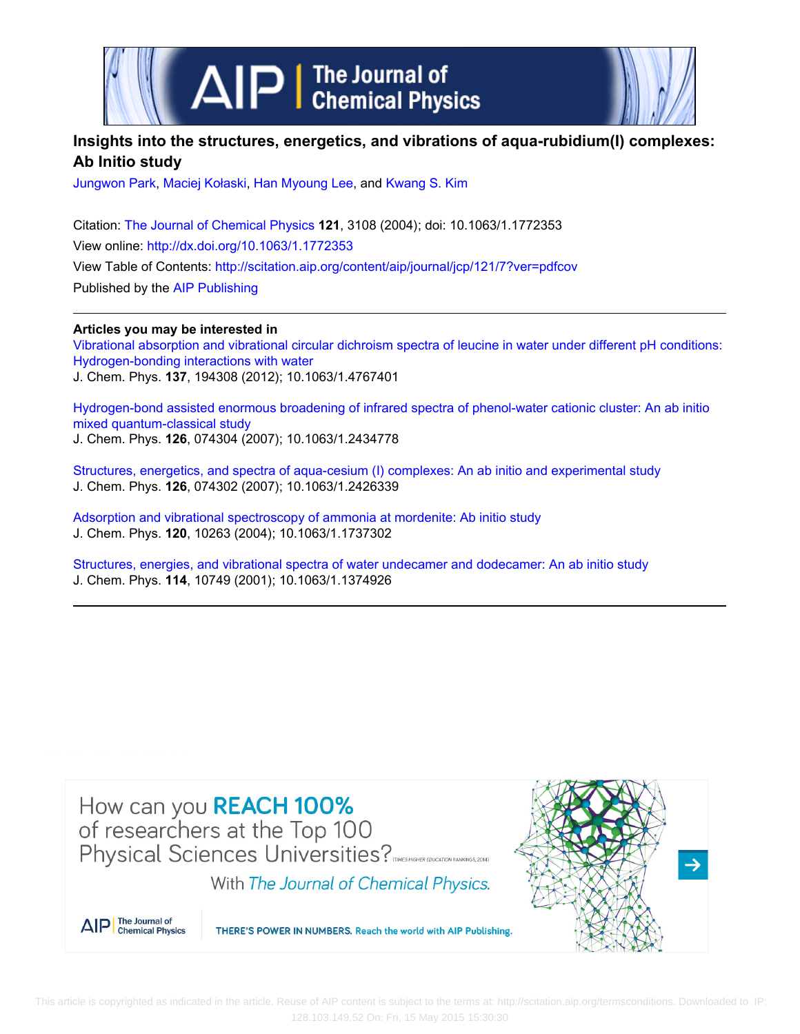# Insights into the structures, energetics, and vibrations of aqua-rubidium(I) complexes: Ab Initio study

Jungwon Park, Maciej Kołaski, Han Myoung Lee, and Kwang S. Kim

Citation: The Journal of Chemical Physics **121**, 3108 (2004); doi: 10.1063/1.1772353

View online: http://dx.doi.org/10.1063/1.1772353

View Table of Contents: http://scitation.aip.org/content/aip/journal/jcp/121/7?ver=pdfcov

Published by the AIP Publishing

---

**Articles you may be interested in**

Vibrational absorption and vibrational circular dichroism spectra of leucine in water under different pH conditions: Hydrogen-bonding interactions with water
J. Chem. Phys. **137**, 194308 (2012); 10.1063/1.4767401

Hydrogen-bond assisted enormous broadening of infrared spectra of phenol-water cationic cluster: An ab initio mixed quantum-classical study
J. Chem. Phys. **126**, 074304 (2007); 10.1063/1.2434778

Structures, energetics, and spectra of aqua-cesium (I) complexes: An ab initio and experimental study
J. Chem. Phys. **126**, 074302 (2007); 10.1063/1.2426339

Adsorption and vibrational spectroscopy of ammonia at mordenite: Ab initio study
J. Chem. Phys. **120**, 10263 (2004); 10.1063/1.1737302

Structures, energies, and vibrational spectra of water undecamer and dodecamer: An ab initio study
J. Chem. Phys. **114**, 10749 (2001); 10.1063/1.1374926

---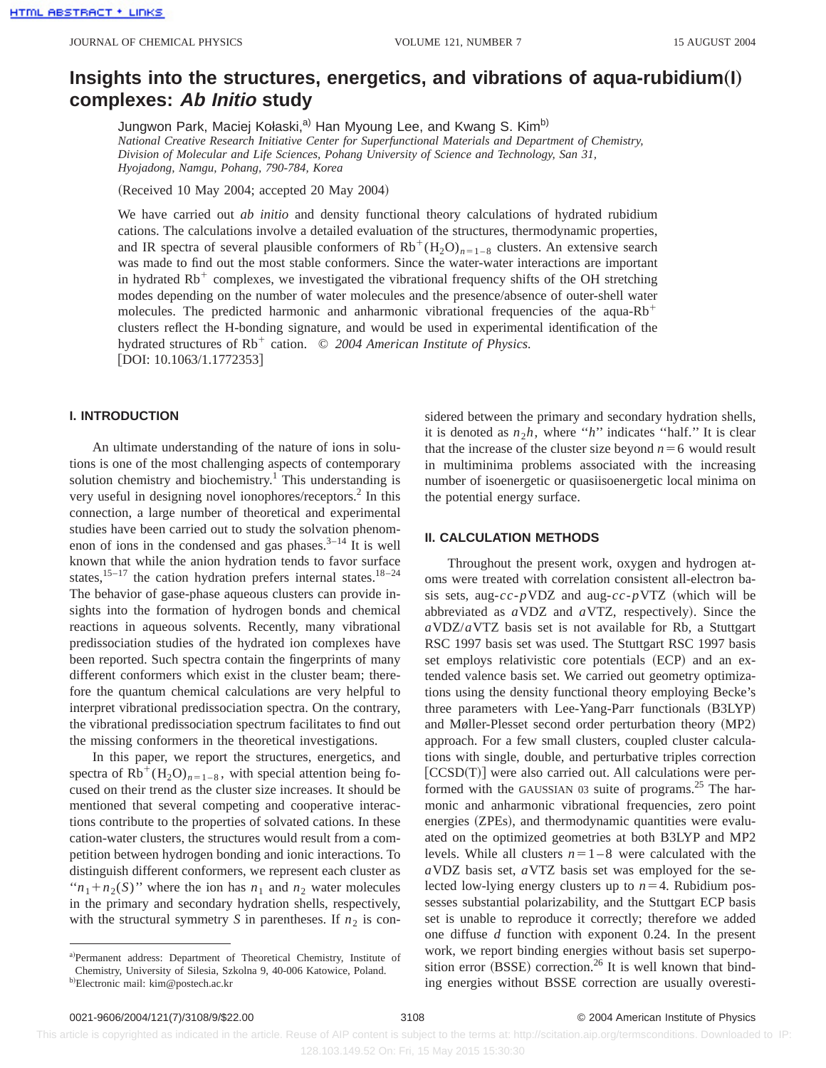# Insights into the structures, energetics, and vibrations of aqua-rubidium(I) complexes: *Ab Initio* study

Jungwon Park, Maciej Kołaski,[a] Han Myoung Lee, and Kwang S. Kim[b]

*National Creative Research Initiative Center for Superfunctional Materials and Department of Chemistry, Division of Molecular and Life Sciences, Pohang University of Science and Technology, San 31, Hyojadong, Namgu, Pohang, 790-784, Korea*

(Received 10 May 2004; accepted 20 May 2004)

We have carried out *ab initio* and density functional theory calculations of hydrated rubidium cations. The calculations involve a detailed evaluation of the structures, thermodynamic properties, and IR spectra of several plausible conformers of $Rb^+(H_2O)_{n=1-8}$ clusters. An extensive search was made to find out the most stable conformers. Since the water-water interactions are important in hydrated $Rb^+$ complexes, we investigated the vibrational frequency shifts of the OH stretching modes depending on the number of water molecules and the presence/absence of outer-shell water molecules. The predicted harmonic and anharmonic vibrational frequencies of the aqua-$Rb^+$ clusters reflect the H-bonding signature, and would be used in experimental identification of the hydrated structures of $Rb^+$ cation. © *2004 American Institute of Physics.* [DOI: 10.1063/1.1772353]

## I. INTRODUCTION

An ultimate understanding of the nature of ions in solutions is one of the most challenging aspects of contemporary solution chemistry and biochemistry.[1] This understanding is very useful in designing novel ionophores/receptors.[2] In this connection, a large number of theoretical and experimental studies have been carried out to study the solvation phenomenon of ions in the condensed and gas phases.[3–14] It is well known that while the anion hydration tends to favor surface states,[15–17] the cation hydration prefers internal states.[18–24] The behavior of gase-phase aqueous clusters can provide insights into the formation of hydrogen bonds and chemical reactions in aqueous solvents. Recently, many vibrational predissociation studies of the hydrated ion complexes have been reported. Such spectra contain the fingerprints of many different conformers which exist in the cluster beam; therefore the quantum chemical calculations are very helpful to interpret vibrational predissociation spectra. On the contrary, the vibrational predissociation spectrum facilitates to find out the missing conformers in the theoretical investigations.

In this paper, we report the structures, energetics, and spectra of $Rb^+(H_2O)_{n=1-8}$, with special attention being focused on their trend as the cluster size increases. It should be mentioned that several competing and cooperative interactions contribute to the properties of solvated cations. In these cation-water clusters, the structures would result from a competition between hydrogen bonding and ionic interactions. To distinguish different conformers, we represent each cluster as "$n_1+n_2(S)$" where the ion has $n_1$ and $n_2$ water molecules in the primary and secondary hydration shells, respectively, with the structural symmetry $S$ in parentheses. If $n_2$ is considered between the primary and secondary hydration shells, it is denoted as $n_2h$, where "$h$" indicates "half." It is clear that the increase of the cluster size beyond $n=6$ would result in multiminima problems associated with the increasing number of isoenergetic or quasiisoenergetic local minima on the potential energy surface.

## II. CALCULATION METHODS

Throughout the present work, oxygen and hydrogen atoms were treated with correlation consistent all-electron basis sets, aug-*cc-p*VDZ and aug-*cc-p*VTZ (which will be abbreviated as *a*VDZ and *a*VTZ, respectively). Since the *a*VDZ/*a*VTZ basis set is not available for Rb, a Stuttgart RSC 1997 basis set was used. The Stuttgart RSC 1997 basis set employs relativistic core potentials (ECP) and an extended valence basis set. We carried out geometry optimizations using the density functional theory employing Becke's three parameters with Lee-Yang-Parr functionals (B3LYP) and Møller-Plesset second order perturbation theory (MP2) approach. For a few small clusters, coupled cluster calculations with single, double, and perturbative triples correction [CCSD(T)] were also carried out. All calculations were performed with the GAUSSIAN 03 suite of programs.[25] The harmonic and anharmonic vibrational frequencies, zero point energies (ZPEs), and thermodynamic quantities were evaluated on the optimized geometries at both B3LYP and MP2 levels. While all clusters $n=1-8$ were calculated with the *a*VDZ basis set, *a*VTZ basis set was employed for the selected low-lying energy clusters up to $n=4$. Rubidium possesses substantial polarizability, and the Stuttgart ECP basis set is unable to reproduce it correctly; therefore we added one diffuse *d* function with exponent 0.24. In the present work, we report binding energies without basis set superposition error (BSSE) correction.[26] It is well known that binding energies without BSSE correction are usually overesti-

---

[a] Permanent address: Department of Theoretical Chemistry, Institute of Chemistry, University of Silesia, Szkolna 9, 40-006 Katowice, Poland.

[b] Electronic mail: kim@postech.ac.kr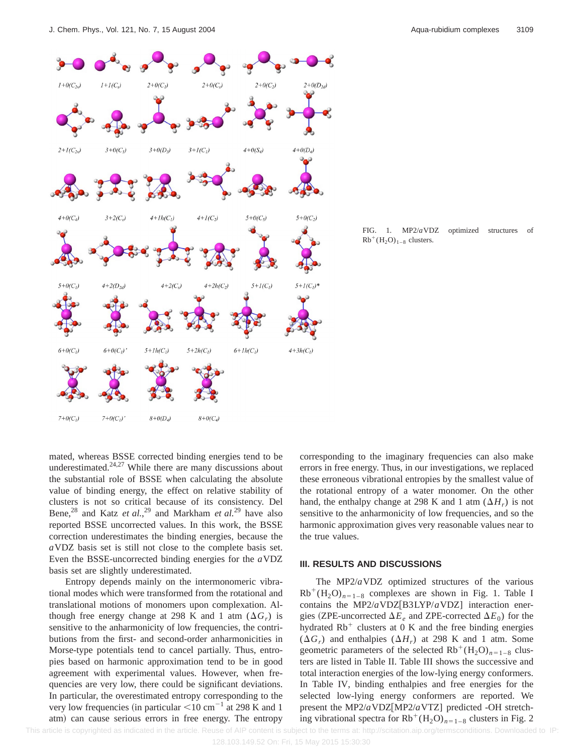FIG. 1. MP2/$a$VDZ optimized structures of $Rb^+(H_2O)_{1-8}$ clusters.

mated, whereas BSSE corrected binding energies tend to be underestimated.[24,27] While there are many discussions about the substantial role of BSSE when calculating the absolute value of binding energy, the effect on relative stability of clusters is not so critical because of its consistency. Del Bene,[28] and Katz *et al.*,[29] and Markham *et al.*[29] have also reported BSSE uncorrected values. In this work, the BSSE correction underestimates the binding energies, because the $a$VDZ basis set is still not close to the complete basis set. Even the BSSE-uncorrected binding energies for the $a$VDZ basis set are slightly underestimated.

Entropy depends mainly on the intermonomeric vibrational modes which were transformed from the rotational and translational motions of monomers upon complexation. Although free energy change at 298 K and 1 atm ($\Delta G_r$) is sensitive to the anharmonicity of low frequencies, the contributions from the first- and second-order anharmonicities in Morse-type potentials tend to cancel partially. Thus, entropies based on harmonic approximation tend to be in good agreement with experimental values. However, when frequencies are very low, there could be significant deviations. In particular, the overestimated entropy corresponding to the very low frequencies (in particular $<10\ \mathrm{cm}^{-1}$ at 298 K and 1 atm) can cause serious errors in free energy. The entropy corresponding to the imaginary frequencies can also make errors in free energy. Thus, in our investigations, we replaced these erroneous vibrational entropies by the smallest value of the rotational entropy of a water monomer. On the other hand, the enthalpy change at 298 K and 1 atm ($\Delta H_r$) is not sensitive to the anharmonicity of low frequencies, and so the harmonic approximation gives very reasonable values near to the true values.

## III. RESULTS AND DISCUSSIONS

The MP2/$a$VDZ optimized structures of the various $Rb^+(H_2O)_{n=1-8}$ complexes are shown in Fig. 1. Table I contains the MP2/$a$VDZ[B3LYP/$a$VDZ] interaction energies (ZPE-uncorrected $\Delta E_e$ and ZPE-corrected $\Delta E_0$) for the hydrated $Rb^+$ clusters at 0 K and the free binding energies ($\Delta G_r$) and enthalpies ($\Delta H_r$) at 298 K and 1 atm. Some geometric parameters of the selected $Rb^+(H_2O)_{n=1-8}$ clusters are listed in Table II. Table III shows the successive and total interaction energies of the low-lying energy conformers. In Table IV, binding enthalpies and free energies for the selected low-lying energy conformers are reported. We present the MP2/$a$VDZ[MP2/$a$VTZ] predicted -OH stretching vibrational spectra for $Rb^+(H_2O)_{n=1-8}$ clusters in Fig. 2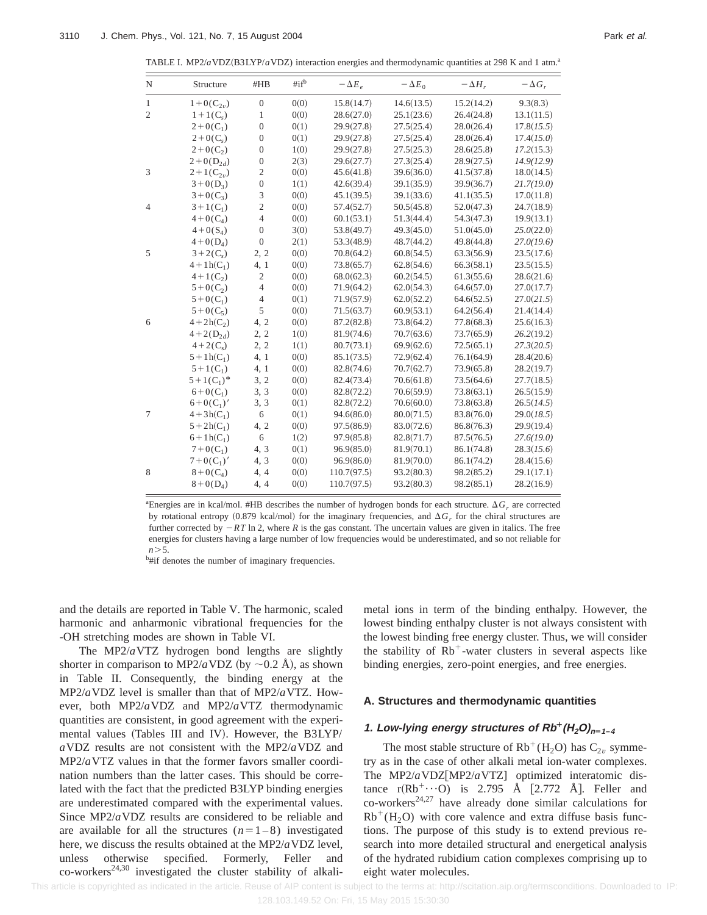TABLE I. MP2/$a$VDZ(B3LYP/$a$VDZ) interaction energies and thermodynamic quantities at 298 K and 1 atm.[a]

| N | Structure | #HB | #if[b] | $-\Delta E_e$ | $-\Delta E_0$ | $-\Delta H_r$ | $-\Delta G_r$ |
|---|---|---|---|---|---|---|---|
| 1 | $1+0(C_{2v})$ | 0 | 0(0) | 15.8(14.7) | 14.6(13.5) | 15.2(14.2) | 9.3(8.3) |
| 2 | $1+1(C_s)$ | 1 | 0(0) | 28.6(27.0) | 25.1(23.6) | 26.4(24.8) | 13.1(11.5) |
| | $2+0(C_1)$ | 0 | 0(1) | 29.9(27.8) | 27.5(25.4) | 28.0(26.4) | 17.8(*15.5*) |
| | $2+0(C_s)$ | 0 | 0(1) | 29.9(27.8) | 27.5(25.4) | 28.0(26.4) | 17.4(*15.0*) |
| | $2+0(C_2)$ | 0 | 1(0) | 29.9(27.8) | 27.5(25.3) | 28.6(25.8) | *17.2*(15.3) |
| | $2+0(D_{2d})$ | 0 | 2(3) | 29.6(27.7) | 27.3(25.4) | 28.9(27.5) | *14.9*(*12.9*) |
| 3 | $2+1(C_{2v})$ | 2 | 0(0) | 45.6(41.8) | 39.6(36.0) | 41.5(37.8) | 18.0(14.5) |
| | $3+0(D_3)$ | 0 | 1(1) | 42.6(39.4) | 39.1(35.9) | 39.9(36.7) | *21.7*(*19.0*) |
| | $3+0(C_3)$ | 3 | 0(0) | 45.1(39.5) | 39.1(33.6) | 41.1(35.5) | 17.0(11.8) |
| 4 | $3+1(C_1)$ | 2 | 0(0) | 57.4(52.7) | 50.5(45.8) | 52.0(47.3) | 24.7(18.9) |
| | $4+0(C_4)$ | 4 | 0(0) | 60.1(53.1) | 51.3(44.4) | 54.3(47.3) | 19.9(13.1) |
| | $4+0(S_4)$ | 0 | 3(0) | 53.8(49.7) | 49.3(45.0) | 51.0(45.0) | *25.0*(22.0) |
| | $4+0(D_4)$ | 0 | 2(1) | 53.3(48.9) | 48.7(44.2) | 49.8(44.8) | *27.0*(*19.6*) |
| 5 | $3+2(C_s)$ | 2, 2 | 0(0) | 70.8(64.2) | 60.8(54.5) | 63.3(56.9) | 23.5(17.6) |
| | $4+1h(C_1)$ | 4, 1 | 0(0) | 73.8(65.7) | 62.8(54.6) | 66.3(58.1) | 23.5(15.5) |
| | $4+1(C_2)$ | 2 | 0(0) | 68.0(62.3) | 60.2(54.5) | 61.3(55.6) | 28.6(21.6) |
| | $5+0(C_2)$ | 4 | 0(0) | 71.9(64.2) | 62.0(54.3) | 64.6(57.0) | 27.0(17.7) |
| | $5+0(C_1)$ | 4 | 0(1) | 71.9(57.9) | 62.0(52.2) | 64.6(52.5) | 27.0(*21.5*) |
| | $5+0(C_5)$ | 5 | 0(0) | 71.5(63.7) | 60.9(53.1) | 64.2(56.4) | 21.4(14.4) |
| 6 | $4+2h(C_2)$ | 4, 2 | 0(0) | 87.2(82.8) | 73.8(64.2) | 77.8(68.3) | 25.6(16.3) |
| | $4+2(D_{2d})$ | 2, 2 | 1(0) | 81.9(74.6) | 70.7(63.6) | 73.7(65.9) | *26.2*(19.2) |
| | $4+2(C_s)$ | 2, 2 | 1(1) | 80.7(73.1) | 69.9(62.6) | 72.5(65.1) | *27.3*(*20.5*) |
| | $5+1h(C_1)$ | 4, 1 | 0(0) | 85.1(73.5) | 72.9(62.4) | 76.1(64.9) | 28.4(20.6) |
| | $5+1(C_1)$ | 4, 1 | 0(0) | 82.8(74.6) | 70.7(62.7) | 73.9(65.8) | 28.2(19.7) |
| | $5+1(C_1)^*$ | 3, 2 | 0(0) | 82.4(73.4) | 70.6(61.8) | 73.5(64.6) | 27.7(18.5) |
| | $6+0(C_1)$ | 3, 3 | 0(0) | 82.8(72.2) | 70.6(59.9) | 73.8(63.1) | 26.5(15.9) |
| | $6+0(C_1)'$ | 3, 3 | 0(1) | 82.8(72.2) | 70.6(60.0) | 73.8(63.8) | 26.5(*14.5*) |
| 7 | $4+3h(C_1)$ | 6 | 0(1) | 94.6(86.0) | 80.0(71.5) | 83.8(76.0) | 29.0(*18.5*) |
| | $5+2h(C_1)$ | 4, 2 | 0(0) | 97.5(86.9) | 83.0(72.6) | 86.8(76.3) | 29.9(19.4) |
| | $6+1h(C_1)$ | 6 | 1(2) | 97.9(85.8) | 82.8(71.7) | 87.5(76.5) | *27.6*(*19.0*) |
| | $7+0(C_1)$ | 4, 3 | 0(1) | 96.9(85.0) | 81.9(70.1) | 86.1(74.8) | 28.3(*15.6*) |
| | $7+0(C_1)'$ | 4, 3 | 0(0) | 96.9(86.0) | 81.9(70.0) | 86.1(74.2) | 28.4(15.6) |
| 8 | $8+0(C_4)$ | 4, 4 | 0(0) | 110.7(97.5) | 93.2(80.3) | 98.2(85.2) | 29.1(17.1) |
| | $8+0(D_4)$ | 4, 4 | 0(0) | 110.7(97.5) | 93.2(80.3) | 98.2(85.1) | 28.2(16.9) |

[a]Energies are in kcal/mol. #HB describes the number of hydrogen bonds for each structure. $\Delta G_r$ are corrected by rotational entropy (0.879 kcal/mol) for the imaginary frequencies, and $\Delta G_r$ for the chiral structures are further corrected by $-RT \ln 2$, where $R$ is the gas constant. The uncertain values are given in italics. The free energies for clusters having a large number of low frequencies would be underestimated, and so not reliable for $n>5$.

[b]#if denotes the number of imaginary frequencies.

and the details are reported in Table V. The harmonic, scaled harmonic and anharmonic vibrational frequencies for the -OH stretching modes are shown in Table VI.

The MP2/$a$VTZ hydrogen bond lengths are slightly shorter in comparison to MP2/$a$VDZ (by ~0.2 Å), as shown in Table II. Consequently, the binding energy at the MP2/$a$VDZ level is smaller than that of MP2/$a$VTZ. However, both MP2/$a$VDZ and MP2/$a$VTZ thermodynamic quantities are consistent, in good agreement with the experimental values (Tables III and IV). However, the B3LYP/$a$VDZ results are not consistent with the MP2/$a$VDZ and MP2/$a$VTZ values in that the former favors smaller coordination numbers than the latter cases. This should be correlated with the fact that the predicted B3LYP binding energies are underestimated compared with the experimental values. Since MP2/$a$VDZ results are considered to be reliable and are available for all the structures ($n=1-8$) investigated here, we discuss the results obtained at the MP2/$a$VDZ level, unless otherwise specified. Formerly, Feller and co-workers[24,30] investigated the cluster stability of alkali-metal ions in term of the binding enthalpy. However, the lowest binding enthalpy cluster is not always consistent with the lowest binding free energy cluster. Thus, we will consider the stability of $Rb^+$-water clusters in several aspects like binding energies, zero-point energies, and free energies.

### A. Structures and thermodynamic quantities

#### 1. Low-lying energy structures of $Rb^+(H_2O)_{n=1-4}$

The most stable structure of $Rb^+(H_2O)$ has $C_{2v}$ symmetry as in the case of other alkali metal ion-water complexes. The MP2/$a$VDZ[MP2/$a$VTZ] optimized interatomic distance $r(Rb^+\cdots O)$ is 2.795 Å [2.772 Å]. Feller and co-workers[24,27] have already done similar calculations for $Rb^+(H_2O)$ with core valence and extra diffuse basis functions. The purpose of this study is to extend previous research into more detailed structural and energetical analysis of the hydrated rubidium cation complexes comprising up to eight water molecules.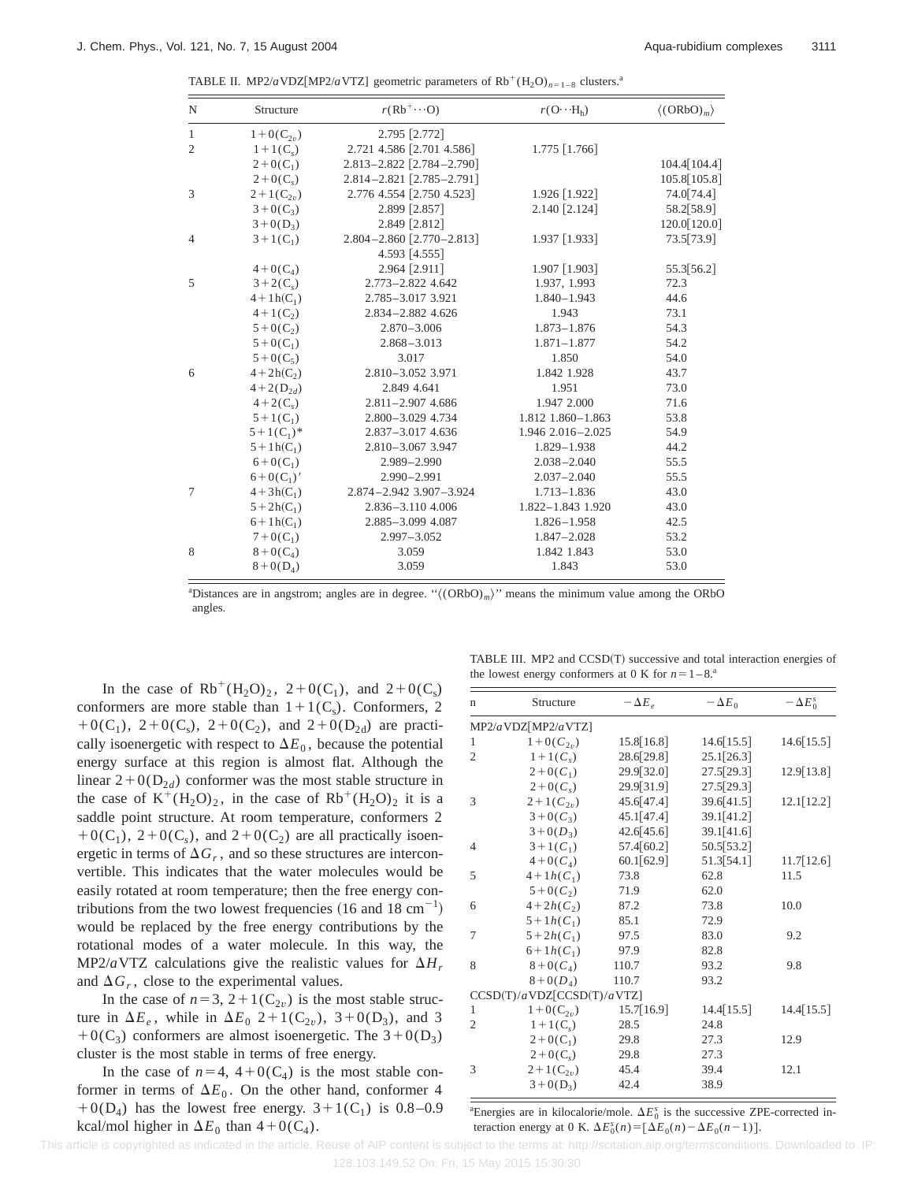TABLE II. MP2/$a$VDZ[MP2/$a$VTZ] geometric parameters of $Rb^+(H_2O)_{n=1-8}$ clusters.[a]

| N | Structure | $r(Rb^+\cdots O)$ | $r(O\cdots H_h)$ | $\langle(ORbO)_m\rangle$ |
|---|---|---|---|---|
| 1 | $1+0(C_{2v})$ | 2.795 [2.772] | | |
| 2 | $1+1(C_s)$ | 2.721 4.586 [2.701 4.586] | 1.775 [1.766] | |
| | $2+0(C_1)$ | 2.813–2.822 [2.784–2.790] | | 104.4[104.4] |
| | $2+0(C_s)$ | 2.814–2.821 [2.785–2.791] | | 105.8[105.8] |
| 3 | $2+1(C_{2v})$ | 2.776 4.554 [2.750 4.523] | 1.926 [1.922] | 74.0[74.4] |
| | $3+0(C_3)$ | 2.899 [2.857] | 2.140 [2.124] | 58.2[58.9] |
| | $3+0(D_3)$ | 2.849 [2.812] | | 120.0[120.0] |
| 4 | $3+1(C_1)$ | 2.804–2.860 [2.770–2.813] 4.593 [4.555] | 1.937 [1.933] | 73.5[73.9] |
| | $4+0(C_4)$ | 2.964 [2.911] | 1.907 [1.903] | 55.3[56.2] |
| 5 | $3+2(C_s)$ | 2.773–2.822 4.642 | 1.937, 1.993 | 72.3 |
| | $4+1h(C_1)$ | 2.785–3.017 3.921 | 1.840–1.943 | 44.6 |
| | $4+1(C_2)$ | 2.834–2.882 4.626 | 1.943 | 73.1 |
| | $5+0(C_2)$ | 2.870–3.006 | 1.873–1.876 | 54.3 |
| | $5+0(C_1)$ | 2.868–3.013 | 1.871–1.877 | 54.2 |
| | $5+0(C_5)$ | 3.017 | 1.850 | 54.0 |
| 6 | $4+2h(C_2)$ | 2.810–3.052 3.971 | 1.842 1.928 | 43.7 |
| | $4+2(D_{2d})$ | 2.849 4.641 | 1.951 | 73.0 |
| | $4+2(C_s)$ | 2.811–2.907 4.686 | 1.947 2.000 | 71.6 |
| | $5+1(C_1)$ | 2.800–3.029 4.734 | 1.812 1.860–1.863 | 53.8 |
| | $5+1(C_1)$* | 2.837–3.017 4.636 | 1.946 2.016–2.025 | 54.9 |
| | $5+1h(C_1)$ | 2.810–3.067 3.947 | 1.829–1.938 | 44.2 |
| | $6+0(C_1)$ | 2.989–2.990 | 2.038–2.040 | 55.5 |
| | $6+0(C_1)'$ | 2.990–2.991 | 2.037–2.040 | 55.5 |
| 7 | $4+3h(C_1)$ | 2.874–2.942 3.907–3.924 | 1.713–1.836 | 43.0 |
| | $5+2h(C_1)$ | 2.836–3.110 4.006 | 1.822–1.843 1.920 | 43.0 |
| | $6+1h(C_1)$ | 2.885–3.099 4.087 | 1.826–1.958 | 42.5 |
| | $7+0(C_1)$ | 2.997–3.052 | 1.847–2.028 | 53.2 |
| 8 | $8+0(C_4)$ | 3.059 | 1.842 1.843 | 53.0 |
| | $8+0(D_4)$ | 3.059 | 1.843 | 53.0 |

[a]Distances are in angstrom; angles are in degree. "$\langle(ORbO)_m\rangle$" means the minimum value among the ORbO angles.

In the case of $Rb^+(H_2O)_2$, $2+0(C_1)$, and $2+0(C_s)$ conformers are more stable than $1+1(C_s)$. Conformers, $2+0(C_1)$, $2+0(C_s)$, $2+0(C_2)$, and $2+0(D_{2d})$ are practically isoenergetic with respect to $\Delta E_0$, because the potential energy surface at this region is almost flat. Although the linear $2+0(D_{2d})$ conformer was the most stable structure in the case of $K^+(H_2O)_2$, in the case of $Rb^+(H_2O)_2$ it is a saddle point structure. At room temperature, conformers $2+0(C_1)$, $2+0(C_s)$, and $2+0(C_2)$ are all practically isoenergetic in terms of $\Delta G_r$, and so these structures are interconvertible. This indicates that the water molecules would be easily rotated at room temperature; then the free energy contributions from the two lowest frequencies (16 and 18 $cm^{-1}$) would be replaced by the free energy contributions by the rotational modes of a water molecule. In this way, the MP2/$a$VTZ calculations give the realistic values for $\Delta H_r$ and $\Delta G_r$, close to the experimental values.

In the case of $n=3$, $2+1(C_{2v})$ is the most stable structure in $\Delta E_e$, while in $\Delta E_0$ $2+1(C_{2v})$, $3+0(D_3)$, and $3+0(C_3)$ conformers are almost isoenergetic. The $3+0(D_3)$ cluster is the most stable in terms of free energy.

In the case of $n=4$, $4+0(C_4)$ is the most stable conformer in terms of $\Delta E_0$. On the other hand, conformer $4+0(D_4)$ has the lowest free energy. $3+1(C_1)$ is 0.8–0.9 kcal/mol higher in $\Delta E_0$ than $4+0(C_4)$.

TABLE III. MP2 and CCSD(T) successive and total interaction energies of the lowest energy conformers at 0 K for $n=1-8$.[a]

| n | Structure | $-\Delta E_e$ | $-\Delta E_0$ | $-\Delta E_0^s$ |
|---|---|---|---|---|
| MP2/$a$VDZ[MP2/$a$VTZ] | | | | |
| 1 | $1+0(C_{2v})$ | 15.8[16.8] | 14.6[15.5] | 14.6[15.5] |
| 2 | $1+1(C_s)$ | 28.6[29.8] | 25.1[26.3] | |
| | $2+0(C_1)$ | 29.9[32.0] | 27.5[29.3] | 12.9[13.8] |
| | $2+0(C_s)$ | 29.9[31.9] | 27.5[29.3] | |
| 3 | $2+1(C_{2v})$ | 45.6[47.4] | 39.6[41.5] | 12.1[12.2] |
| | $3+0(C_3)$ | 45.1[47.4] | 39.1[41.2] | |
| | $3+0(D_3)$ | 42.6[45.6] | 39.1[41.6] | |
| 4 | $3+1(C_1)$ | 57.4[60.2] | 50.5[53.2] | |
| | $4+0(C_4)$ | 60.1[62.9] | 51.3[54.1] | 11.7[12.6] |
| 5 | $4+1h(C_1)$ | 73.8 | 62.8 | 11.5 |
| | $5+0(C_2)$ | 71.9 | 62.0 | |
| 6 | $4+2h(C_2)$ | 87.2 | 73.8 | 10.0 |
| | $5+1h(C_1)$ | 85.1 | 72.9 | |
| 7 | $5+2h(C_1)$ | 97.5 | 83.0 | 9.2 |
| | $6+1h(C_1)$ | 97.9 | 82.8 | |
| 8 | $8+0(C_4)$ | 110.7 | 93.2 | 9.8 |
| | $8+0(D_4)$ | 110.7 | 93.2 | |
| CCSD(T)/$a$VDZ[CCSD(T)/$a$VTZ] | | | | |
| 1 | $1+0(C_{2v})$ | 15.7[16.9] | 14.4[15.5] | 14.4[15.5] |
| 2 | $1+1(C_s)$ | 28.5 | 24.8 | |
| | $2+0(C_1)$ | 29.8 | 27.3 | 12.9 |
| | $2+0(C_s)$ | 29.8 | 27.3 | |
| 3 | $2+1(C_{2v})$ | 45.4 | 39.4 | 12.1 |
| | $3+0(D_3)$ | 42.4 | 38.9 | |

[a]Energies are in kilocalorie/mole. $\Delta E_0^s$ is the successive ZPE-corrected interaction energy at 0 K. $\Delta E_0^s(n)=[\Delta E_0(n)-\Delta E_0(n-1)]$.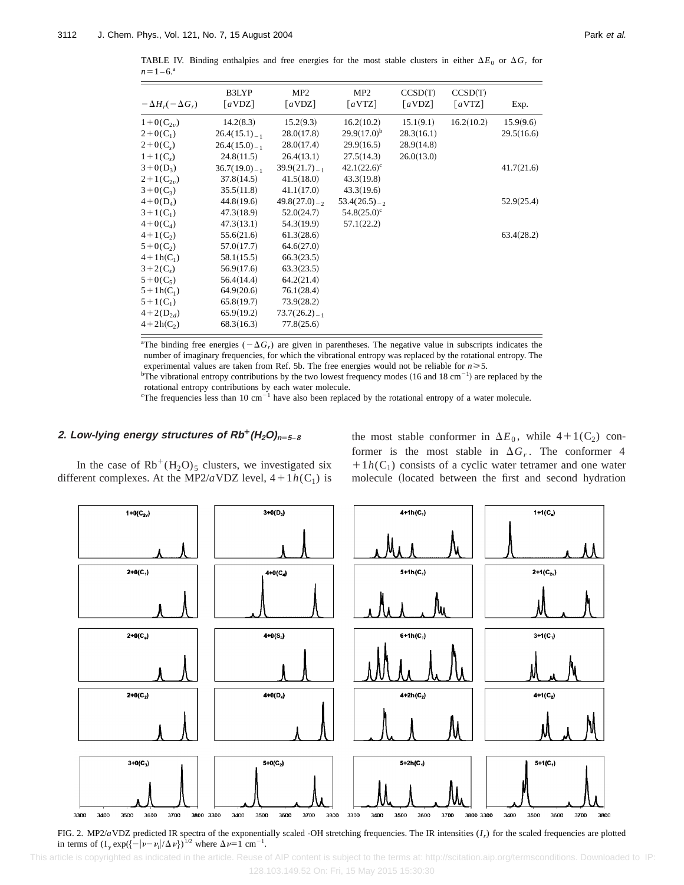TABLE IV. Binding enthalpies and free energies for the most stable clusters in either $\Delta E_0$ or $\Delta G_r$ for $n=1-6$.[a]

| $-\Delta H_r(-\Delta G_r)$ | B3LYP [$a$VDZ] | MP2 [$a$VDZ] | MP2 [$a$VTZ] | CCSD(T) [$a$VDZ] | CCSD(T) [$a$VTZ] | Exp. |
|---|---|---|---|---|---|---|
| $1+0(C_{2v})$ | 14.2(8.3) | 15.2(9.3) | 16.2(10.2) | 15.1(9.1) | 16.2(10.2) | 15.9(9.6) |
| $2+0(C_1)$ | $26.4(15.1)_{-1}$ | 28.0(17.8) | 29.9(17.0)[b] | 28.3(16.1) | | 29.5(16.6) |
| $2+0(C_s)$ | $26.4(15.0)_{-1}$ | 28.0(17.4) | 29.9(16.5) | 28.9(14.8) | | |
| $1+1(C_s)$ | 24.8(11.5) | 26.4(13.1) | 27.5(14.3) | 26.0(13.0) | | |
| $3+0(D_3)$ | $36.7(19.0)_{-1}$ | $39.9(21.7)_{-1}$ | 42.1(22.6)[c] | | | 41.7(21.6) |
| $2+1(C_{2v})$ | 37.8(14.5) | 41.5(18.0) | 43.3(19.8) | | | |
| $3+0(C_3)$ | 35.5(11.8) | 41.1(17.0) | 43.3(19.6) | | | |
| $4+0(D_4)$ | 44.8(19.6) | $49.8(27.0)_{-2}$ | $53.4(26.5)_{-2}$ | | | 52.9(25.4) |
| $3+1(C_1)$ | 47.3(18.9) | 52.0(24.7) | 54.8(25.0)[c] | | | |
| $4+0(C_4)$ | 47.3(13.1) | 54.3(19.9) | 57.1(22.2) | | | |
| $4+1(C_2)$ | 55.6(21.6) | 61.3(28.6) | | | | 63.4(28.2) |
| $5+0(C_2)$ | 57.0(17.7) | 64.6(27.0) | | | | |
| $4+1h(C_1)$ | 58.1(15.5) | 66.3(23.5) | | | | |
| $3+2(C_s)$ | 56.9(17.6) | 63.3(23.5) | | | | |
| $5+0(C_5)$ | 56.4(14.4) | 64.2(21.4) | | | | |
| $5+1h(C_1)$ | 64.9(20.6) | 76.1(28.4) | | | | |
| $5+1(C_1)$ | 65.8(19.7) | 73.9(28.2) | | | | |
| $4+2(D_{2d})$ | 65.9(19.2) | $73.7(26.2)_{-1}$ | | | | |
| $4+2h(C_2)$ | 68.3(16.3) | 77.8(25.6) | | | | |

[a]The binding free energies ($-\Delta G_r$) are given in parentheses. The negative value in subscripts indicates the number of imaginary frequencies, for which the vibrational entropy was replaced by the rotational entropy. The experimental values are taken from Ref. 5b. The free energies would not be reliable for $n\geq 5$.

[b]The vibrational entropy contributions by the two lowest frequency modes (16 and 18 $cm^{-1}$) are replaced by the rotational entropy contributions by each water molecule.

[c]The frequencies less than 10 $cm^{-1}$ have also been replaced by the rotational entropy of a water molecule.

### 2. Low-lying energy structures of $Rb^+(H_2O)_{n=5-8}$

In the case of $Rb^+(H_2O)_5$ clusters, we investigated six different complexes. At the MP2/$a$VDZ level, $4+1h(C_1)$ is the most stable conformer in $\Delta E_0$, while $4+1(C_2)$ conformer is the most stable in $\Delta G_r$. The conformer $4+1h(C_1)$ consists of a cyclic water tetramer and one water molecule (located between the first and second hydration

FIG. 2. MP2/$a$VDZ predicted IR spectra of the exponentially scaled -OH stretching frequencies. The IR intensities ($I_r$) for the scaled frequencies are plotted in terms of $(I_\gamma \exp(\{-|\nu-\nu_i|/\Delta\nu\})^{1/2}$ where $\Delta\nu=1$ $cm^{-1}$.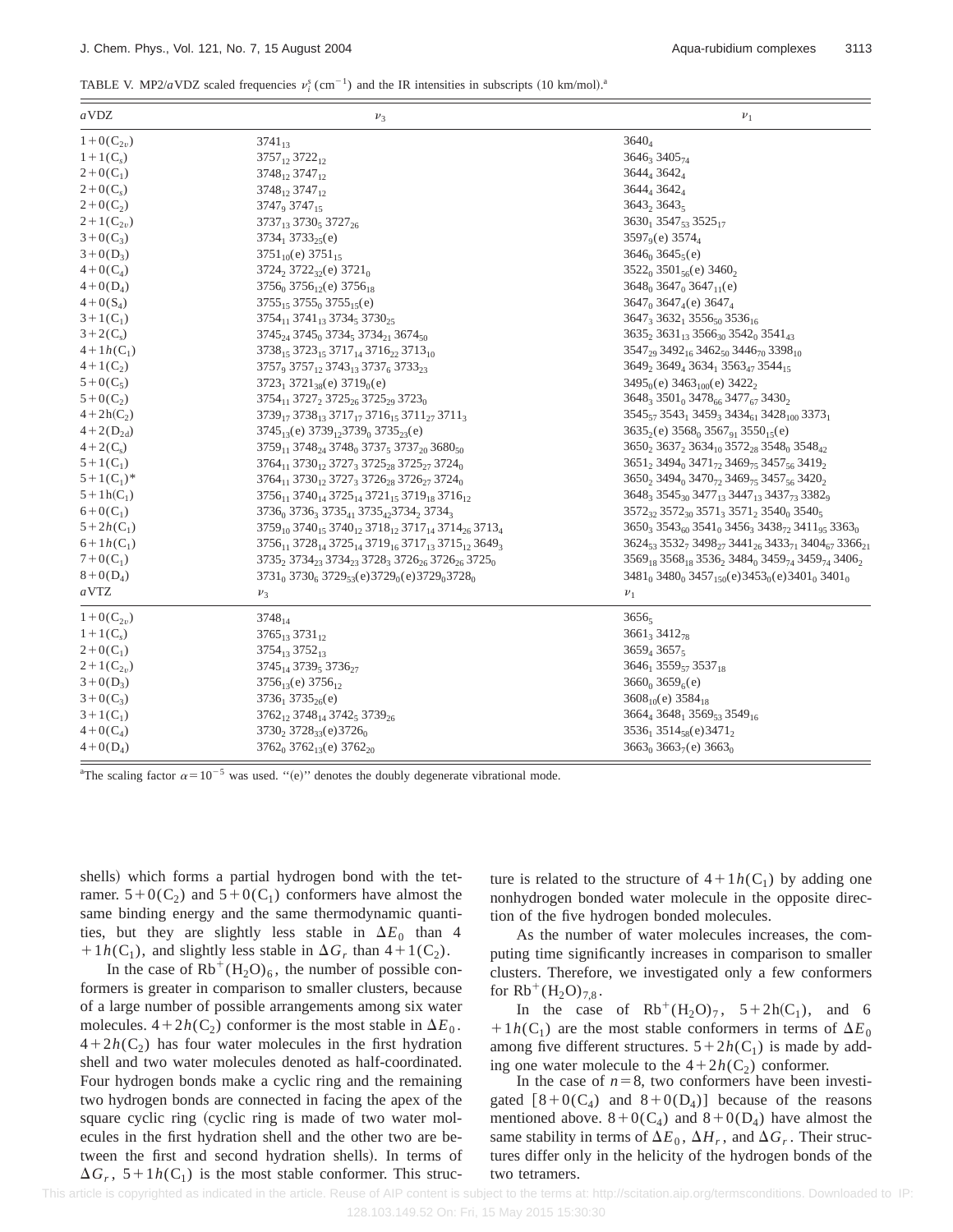TABLE V. MP2/*a*VDZ scaled frequencies $\nu_i^s$ (cm$^{-1}$) and the IR intensities in subscripts (10 km/mol).[a]

| *a*VDZ | $\nu_3$ | $\nu_1$ |
|---|---|---|
| $1+0(C_{2v})$ | $3741_{13}$ | $3640_4$ |
| $1+1(C_s)$ | $3757_{12}$ $3722_{12}$ | $3646_3$ $3405_{74}$ |
| $2+0(C_1)$ | $3748_{12}$ $3747_{12}$ | $3644_4$ $3642_4$ |
| $2+0(C_s)$ | $3748_{12}$ $3747_{12}$ | $3644_4$ $3642_4$ |
| $2+0(C_2)$ | $3747_9$ $3747_{15}$ | $3643_2$ $3643_5$ |
| $2+1(C_{2v})$ | $3737_{13}$ $3730_5$ $3727_{26}$ | $3630_1$ $3547_{53}$ $3525_{17}$ |
| $3+0(C_3)$ | $3734_1$ $3733_{25}$(e) | $3597_9$(e) $3574_4$ |
| $3+0(D_3)$ | $3751_{10}$(e) $3751_{15}$ | $3646_0$ $3645_5$(e) |
| $4+0(C_4)$ | $3724_2$ $3722_{32}$(e) $3721_0$ | $3522_0$ $3501_{56}$(e) $3460_2$ |
| $4+0(D_4)$ | $3756_0$ $3756_{12}$(e) $3756_{18}$ | $3648_0$ $3647_0$ $3647_{11}$(e) |
| $4+0(S_4)$ | $3755_{15}$ $3755_0$ $3755_{15}$(e) | $3647_0$ $3647_4$(e) $3647_4$ |
| $3+1(C_1)$ | $3754_{11}$ $3741_{13}$ $3734_5$ $3730_{25}$ | $3647_3$ $3632_1$ $3556_{50}$ $3536_{16}$ |
| $3+2(C_s)$ | $3745_{24}$ $3745_0$ $3734_5$ $3734_{21}$ $3674_{50}$ | $3635_2$ $3631_{13}$ $3566_{30}$ $3542_0$ $3541_{43}$ |
| $4+1h(C_1)$ | $3738_{15}$ $3723_{15}$ $3717_{14}$ $3716_{22}$ $3713_{10}$ | $3547_{29}$ $3492_{16}$ $3462_{50}$ $3446_{70}$ $3398_{10}$ |
| $4+1(C_2)$ | $3757_9$ $3757_{12}$ $3743_{13}$ $3737_6$ $3733_{23}$ | $3649_2$ $3649_4$ $3634_1$ $3563_{47}$ $3544_{15}$ |
| $5+0(C_5)$ | $3723_1$ $3721_{38}$(e) $3719_0$(e) | $3495_0$(e) $3463_{100}$(e) $3422_2$ |
| $5+0(C_2)$ | $3754_{11}$ $3727_2$ $3725_{26}$ $3725_{29}$ $3723_0$ | $3648_3$ $3501_0$ $3478_{66}$ $3477_{67}$ $3430_2$ |
| $4+2h(C_2)$ | $3739_{17}$ $3738_{13}$ $3717_{17}$ $3716_{15}$ $3711_{27}$ $3711_3$ | $3545_{57}$ $3543_1$ $3459_3$ $3434_{61}$ $3428_{100}$ $3373_1$ |
| $4+2(D_{2d})$ | $3745_{13}$(e) $3739_{12}$ $3739_0$ $3735_{23}$(e) | $3635_2$(e) $3568_0$ $3567_{91}$ $3550_{15}$(e) |
| $4+2(C_s)$ | $3759_{11}$ $3748_{24}$ $3748_0$ $3737_5$ $3737_{20}$ $3680_{50}$ | $3650_2$ $3637_2$ $3634_{10}$ $3572_{28}$ $3548_0$ $3548_{42}$ |
| $5+1(C_1)$ | $3764_{11}$ $3730_{12}$ $3727_3$ $3725_{28}$ $3725_{27}$ $3724_0$ | $3651_2$ $3494_0$ $3471_{72}$ $3469_{75}$ $3457_{56}$ $3419_2$ |
| $5+1(C_1)$* | $3764_{11}$ $3730_{12}$ $3727_3$ $3726_{28}$ $3726_{27}$ $3724_0$ | $3650_2$ $3494_0$ $3470_{72}$ $3469_{75}$ $3457_{56}$ $3420_2$ |
| $5+1h(C_1)$ | $3756_{11}$ $3740_{14}$ $3725_{14}$ $3721_{15}$ $3719_{18}$ $3716_{12}$ | $3648_3$ $3545_{30}$ $3477_{13}$ $3447_{13}$ $3437_{73}$ $3382_9$ |
| $6+0(C_1)$ | $3736_0$ $3736_3$ $3735_{41}$ $3735_{42}$ $3734_2$ $3734_3$ | $3572_{32}$ $3572_{30}$ $3571_3$ $3571_2$ $3540_0$ $3540_5$ |
| $5+2h(C_1)$ | $3759_{10}$ $3740_{15}$ $3740_{12}$ $3718_{12}$ $3717_{14}$ $3714_{26}$ $3713_4$ | $3650_3$ $3543_{60}$ $3541_0$ $3456_3$ $3438_{72}$ $3411_{95}$ $3363_0$ |
| $6+1h(C_1)$ | $3756_{11}$ $3728_{14}$ $3725_{14}$ $3719_{16}$ $3717_{13}$ $3715_{12}$ $3649_3$ | $3624_{53}$ $3532_7$ $3498_{27}$ $3441_{26}$ $3433_{71}$ $3404_{67}$ $3366_{21}$ |
| $7+0(C_1)$ | $3735_2$ $3734_{23}$ $3734_{23}$ $3728_3$ $3726_{26}$ $3726_{26}$ $3725_0$ | $3569_{18}$ $3568_{18}$ $3536_2$ $3484_0$ $3459_{74}$ $3459_{74}$ $3406_2$ |
| $8+0(D_4)$ | $3731_0$ $3730_6$ $3729_{53}$(e) $3729_0$(e) $3729_0$ $3728_0$ | $3481_0$ $3480_0$ $3457_{150}$(e) $3453_0$(e) $3401_0$ $3401_0$ |
| *a*VTZ | $\nu_3$ | $\nu_1$ |
| $1+0(C_{2v})$ | $3748_{14}$ | $3656_5$ |
| $1+1(C_s)$ | $3765_{13}$ $3731_{12}$ | $3661_3$ $3412_{78}$ |
| $2+0(C_1)$ | $3754_{13}$ $3752_{13}$ | $3659_4$ $3657_5$ |
| $2+1(C_{2v})$ | $3745_{14}$ $3739_5$ $3736_{27}$ | $3646_1$ $3559_{57}$ $3537_{18}$ |
| $3+0(D_3)$ | $3756_{13}$(e) $3756_{12}$ | $3660_0$ $3659_6$(e) |
| $3+0(C_3)$ | $3736_1$ $3735_{26}$(e) | $3608_{10}$(e) $3584_{18}$ |
| $3+1(C_1)$ | $3762_{12}$ $3748_{14}$ $3742_5$ $3739_{26}$ | $3664_4$ $3648_1$ $3569_{53}$ $3549_{16}$ |
| $4+0(C_4)$ | $3730_2$ $3728_{33}$(e) $3726_0$ | $3536_1$ $3514_{58}$(e) $3471_2$ |
| $4+0(D_4)$ | $3762_0$ $3762_{13}$(e) $3762_{20}$ | $3663_0$ $3663_7$(e) $3663_0$ |

[a]The scaling factor $\alpha=10^{-5}$ was used. "(e)" denotes the doubly degenerate vibrational mode.

shells) which forms a partial hydrogen bond with the tetramer. $5+0(C_2)$ and $5+0(C_1)$ conformers have almost the same binding energy and the same thermodynamic quantities, but they are slightly less stable in $\Delta E_0$ than $4+1h(C_1)$, and slightly less stable in $\Delta G_r$ than $4+1(C_2)$.

In the case of $Rb^+(H_2O)_6$, the number of possible conformers is greater in comparison to smaller clusters, because of a large number of possible arrangements among six water molecules. $4+2h(C_2)$ conformer is the most stable in $\Delta E_0$. $4+2h(C_2)$ has four water molecules in the first hydration shell and two water molecules denoted as half-coordinated. Four hydrogen bonds make a cyclic ring and the remaining two hydrogen bonds are connected in facing the apex of the square cyclic ring (cyclic ring is made of two water molecules in the first hydration shell and the other two are between the first and second hydration shells). In terms of $\Delta G_r$, $5+1h(C_1)$ is the most stable conformer. This structure is related to the structure of $4+1h(C_1)$ by adding one nonhydrogen bonded water molecule in the opposite direction of the five hydrogen bonded molecules.

As the number of water molecules increases, the computing time significantly increases in comparison to smaller clusters. Therefore, we investigated only a few conformers for $Rb^+(H_2O)_{7,8}$.

In the case of $Rb^+(H_2O)_7$, $5+2h(C_1)$, and $6+1h(C_1)$ are the most stable conformers in terms of $\Delta E_0$ among five different structures. $5+2h(C_1)$ is made by adding one water molecule to the $4+2h(C_2)$ conformer.

In the case of $n=8$, two conformers have been investigated [$8+0(C_4)$ and $8+0(D_4)$] because of the reasons mentioned above. $8+0(C_4)$ and $8+0(D_4)$ have almost the same stability in terms of $\Delta E_0$, $\Delta H_r$, and $\Delta G_r$. Their structures differ only in the helicity of the hydrogen bonds of the two tetramers.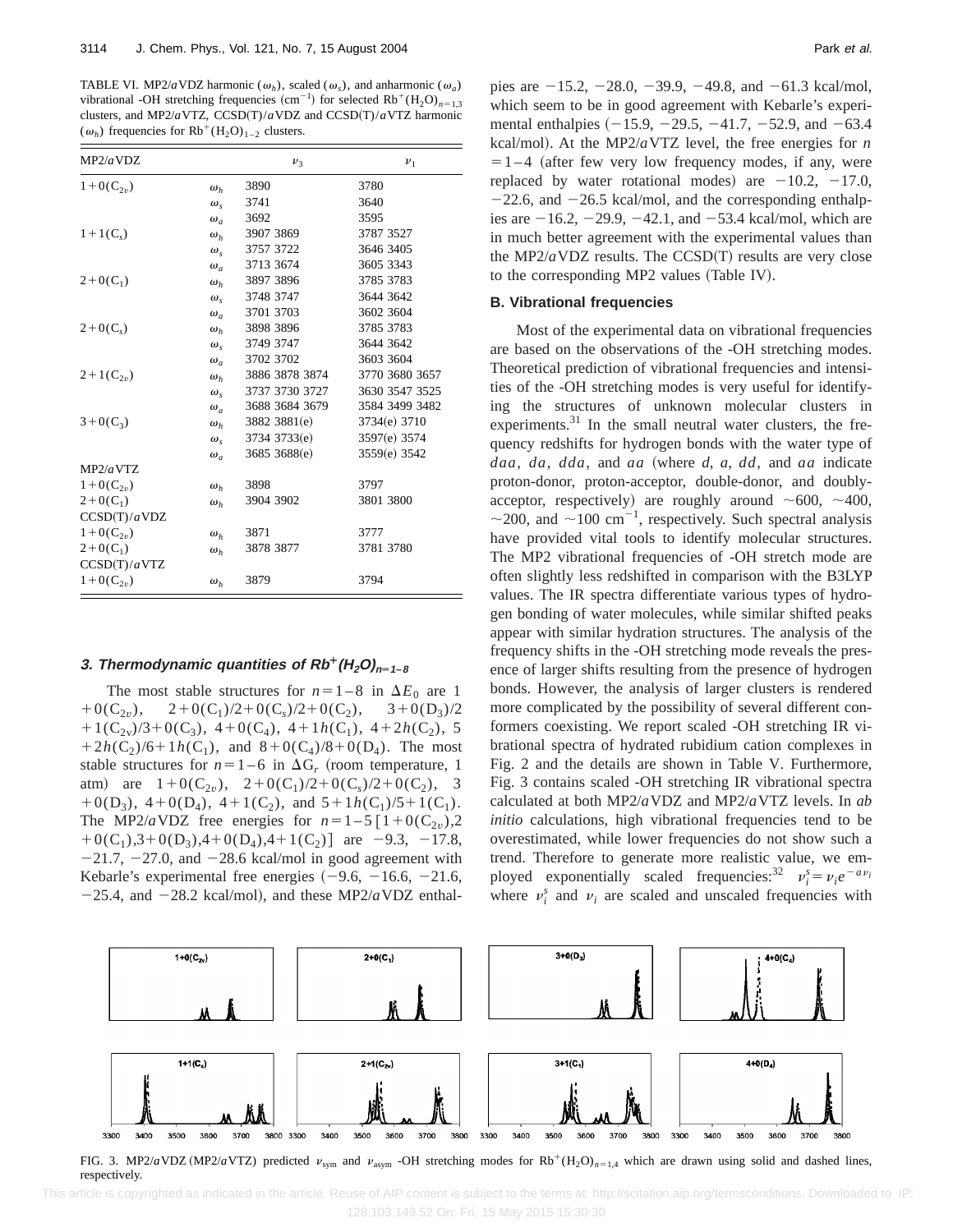TABLE VI. MP2/$a$VDZ harmonic ($\omega_h$), scaled ($\omega_s$), and anharmonic ($\omega_a$) vibrational -OH stretching frequencies (cm$^{-1}$) for selected $Rb^+(H_2O)_{n=1,3}$ clusters, and MP2/$a$VTZ, CCSD(T)/$a$VDZ and CCSD(T)/$a$VTZ harmonic ($\omega_h$) frequencies for $Rb^+(H_2O)_{1-2}$ clusters.

| MP2/$a$VDZ | | $\nu_3$ | $\nu_1$ |
|---|---|---|---|
| $1+0(C_{2v})$ | $\omega_h$ | 3890 | 3780 |
| | $\omega_s$ | 3741 | 3640 |
| | $\omega_a$ | 3692 | 3595 |
| $1+1(C_s)$ | $\omega_h$ | 3907 3869 | 3787 3527 |
| | $\omega_s$ | 3757 3722 | 3646 3405 |
| | $\omega_a$ | 3713 3674 | 3605 3343 |
| $2+0(C_1)$ | $\omega_h$ | 3897 3896 | 3785 3783 |
| | $\omega_s$ | 3748 3747 | 3644 3642 |
| | $\omega_a$ | 3701 3703 | 3602 3604 |
| $2+0(C_s)$ | $\omega_h$ | 3898 3896 | 3785 3783 |
| | $\omega_s$ | 3749 3747 | 3644 3642 |
| | $\omega_a$ | 3702 3702 | 3603 3604 |
| $2+1(C_{2v})$ | $\omega_h$ | 3886 3878 3874 | 3770 3680 3657 |
| | $\omega_s$ | 3737 3730 3727 | 3630 3547 3525 |
| | $\omega_a$ | 3688 3684 3679 | 3584 3499 3482 |
| $3+0(C_3)$ | $\omega_h$ | 3882 3881(e) | 3734(e) 3710 |
| | $\omega_s$ | 3734 3733(e) | 3597(e) 3574 |
| | $\omega_a$ | 3685 3688(e) | 3559(e) 3542 |
| MP2/$a$VTZ | | | |
| $1+0(C_{2v})$ | $\omega_h$ | 3898 | 3797 |
| $2+0(C_1)$ | $\omega_h$ | 3904 3902 | 3801 3800 |
| CCSD(T)/$a$VDZ | | | |
| $1+0(C_{2v})$ | $\omega_h$ | 3871 | 3777 |
| $2+0(C_1)$ | $\omega_h$ | 3878 3877 | 3781 3780 |
| CCSD(T)/$a$VTZ | | | |
| $1+0(C_{2v})$ | $\omega_h$ | 3879 | 3794 |

### 3. Thermodynamic quantities of $Rb^+(H_2O)_{n=1-8}$

The most stable structures for $n=1-8$ in $\Delta E_0$ are $1+0(C_{2v})$, $2+0(C_1)/2+0(C_s)/2+0(C_2)$, $3+0(D_3)/2+1(C_{2v})/3+0(C_3)$, $4+0(C_4)$, $4+1h(C_1)$, $4+2h(C_2)$, $5+2h(C_2)/6+1h(C_1)$, and $8+0(C_4)/8+0(D_4)$. The most stable structures for $n=1-6$ in $\Delta G_r$ (room temperature, 1 atm) are $1+0(C_{2v})$, $2+0(C_1)/2+0(C_s)/2+0(C_2)$, $3+0(D_3)$, $4+0(D_4)$, $4+1(C_2)$, and $5+1h(C_1)/5+1(C_1)$. The MP2/$a$VDZ free energies for $n=1-5$ [$1+0(C_{2v})$, $2+0(C_1)$, $3+0(D_3)$, $4+0(D_4)$, $4+1(C_2)$] are $-9.3$, $-17.8$, $-21.7$, $-27.0$, and $-28.6$ kcal/mol in good agreement with Kebarle's experimental free energies ($-9.6$, $-16.6$, $-21.6$, $-25.4$, and $-28.2$ kcal/mol), and these MP2/$a$VDZ enthalpies are $-15.2$, $-28.0$, $-39.9$, $-49.8$, and $-61.3$ kcal/mol, which seem to be in good agreement with Kebarle's experimental enthalpies ($-15.9$, $-29.5$, $-41.7$, $-52.9$, and $-63.4$ kcal/mol). At the MP2/$a$VTZ level, the free energies for $n=1-4$ (after few very low frequency modes, if any, were replaced by water rotational modes) are $-10.2$, $-17.0$, $-22.6$, and $-26.5$ kcal/mol, and the corresponding enthalpies are $-16.2$, $-29.9$, $-42.1$, and $-53.4$ kcal/mol, which are in much better agreement with the experimental values than the MP2/$a$VDZ results. The CCSD(T) results are very close to the corresponding MP2 values (Table IV).

## B. Vibrational frequencies

Most of the experimental data on vibrational frequencies are based on the observations of the -OH stretching modes. Theoretical prediction of vibrational frequencies and intensities of the -OH stretching modes is very useful for identifying the structures of unknown molecular clusters in experiments.[31] In the small neutral water clusters, the frequency redshifts for hydrogen bonds with the water type of *daa*, *da*, *dda*, and *aa* (where *d*, *a*, *dd*, and *aa* indicate proton-donor, proton-acceptor, double-donor, and doubly-acceptor, respectively) are roughly around ~600, ~400, ~200, and ~100 cm$^{-1}$, respectively. Such spectral analysis have provided vital tools to identify molecular structures. The MP2 vibrational frequencies of -OH stretch mode are often slightly less redshifted in comparison with the B3LYP values. The IR spectra differentiate various types of hydrogen bonding of water molecules, while similar shifted peaks appear with similar hydration structures. The analysis of the frequency shifts in the -OH stretching mode reveals the presence of larger shifts resulting from the presence of hydrogen bonds. However, the analysis of larger clusters is rendered more complicated by the possibility of several different conformers coexisting. We report scaled -OH stretching IR vibrational spectra of hydrated rubidium cation complexes in Fig. 2 and the details are shown in Table V. Furthermore, Fig. 3 contains scaled -OH stretching IR vibrational spectra calculated at both MP2/$a$VDZ and MP2/$a$VTZ levels. In *ab initio* calculations, high vibrational frequencies tend to be overestimated, while lower frequencies do not show such a trend. Therefore to generate more realistic value, we employed exponentially scaled frequencies:[32] $\nu_i^s=\nu_i e^{-a\nu_i}$ where $\nu_i^s$ and $\nu_i$ are scaled and unscaled frequencies with

FIG. 3. MP2/$a$VDZ (MP2/$a$VTZ) predicted $\nu_{\rm sym}$ and $\nu_{\rm asym}$ -OH stretching modes for $Rb^+(H_2O)_{n=1,4}$ which are drawn using solid and dashed lines, respectively.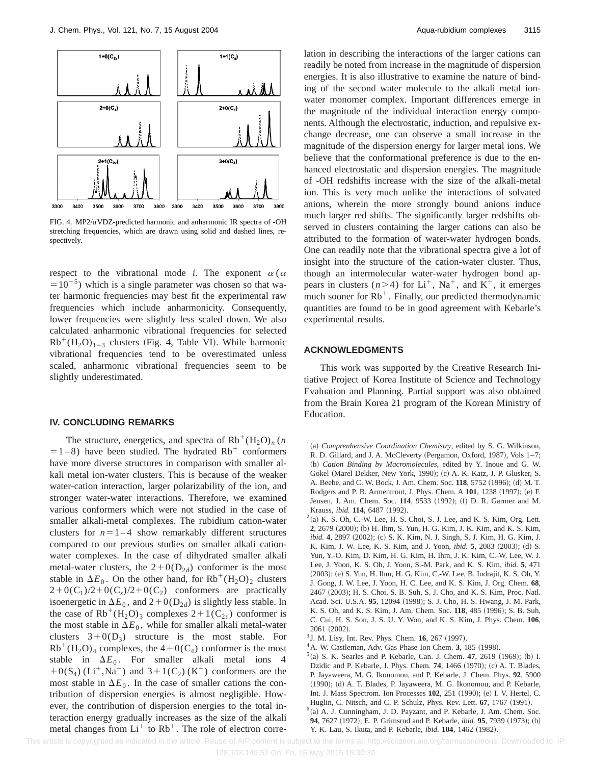FIG. 4. MP2/aVDZ-predicted harmonic and anharmonic IR spectra of -OH stretching frequencies, which are drawn using solid and dashed lines, respectively.

respect to the vibrational mode *i*. The exponent $\alpha$ ($\alpha = 10^{-5}$) which is a single parameter was chosen so that water harmonic frequencies may best fit the experimental raw frequencies which include anharmonicity. Consequently, lower frequencies were slightly less scaled down. We also calculated anharmonic vibrational frequencies for selected $Rb^+(H_2O)_{1-3}$ clusters (Fig. 4, Table VI). While harmonic vibrational frequencies tend to be overestimated unless scaled, anharmonic vibrational frequencies seem to be slightly underestimated.

## IV. CONCLUDING REMARKS

The structure, energetics, and spectra of $Rb^+(H_2O)_n$ ($n = 1-8$) have been studied. The hydrated $Rb^+$ conformers have more diverse structures in comparison with smaller alkali metal ion-water clusters. This is because of the weaker water-cation interaction, larger polarizability of the ion, and stronger water-water interactions. Therefore, we examined various conformers which were not studied in the case of smaller alkali-metal complexes. The rubidium cation-water clusters for $n=1-4$ show remarkably different structures compared to our previous studies on smaller alkali cation-water complexes. In the case of dihydrated smaller alkali metal-water clusters, the $2+0(D_{2d})$ conformer is the most stable in $\Delta E_0$. On the other hand, for $Rb^+(H_2O)_2$ clusters $2+0(C_1)/2+0(C_s)/2+0(C_2)$ conformers are practically isoenergetic in $\Delta E_0$, and $2+0(D_{2d})$ is slightly less stable. In the case of $Rb^+(H_2O)_3$ complexes $2+1(C_{2v})$ conformer is the most stable in $\Delta E_0$, while for smaller alkali metal-water clusters $3+0(D_3)$ structure is the most stable. For $Rb^+(H_2O)_4$ complexes, the $4+0(C_4)$ conformer is the most stable in $\Delta E_0$. For smaller alkali metal ions $4+0(S_4)$ ($Li^+$,$Na^+$) and $3+1(C_2)$ ($K^+$) conformers are the most stable in $\Delta E_0$. In the case of smaller cations the contribution of dispersion energies is almost negligible. However, the contribution of dispersion energies to the total interaction energy gradually increases as the size of the alkali metal changes from $Li^+$ to $Rb^+$. The role of electron correlation in describing the interactions of the larger cations can readily be noted from increase in the magnitude of dispersion energies. It is also illustrative to examine the nature of binding of the second water molecule to the alkali metal ion-water monomer complex. Important differences emerge in the magnitude of the individual interaction energy components. Although the electrostatic, induction, and repulsive exchange decrease, one can observe a small increase in the magnitude of the dispersion energy for larger metal ions. We believe that the conformational preference is due to the enhanced electrostatic and dispersion energies. The magnitude of -OH redshifts increase with the size of the alkali-metal ion. This is very much unlike the interactions of solvated anions, wherein the more strongly bound anions induce much larger red shifts. The significantly larger redshifts observed in clusters containing the larger cations can also be attributed to the formation of water-water hydrogen bonds. One can readily note that the vibrational spectra give a lot of insight into the structure of the cation-water cluster. Thus, though an intermolecular water-water hydrogen bond appears in clusters ($n>4$) for $Li^+$, $Na^+$, and $K^+$, it emerges much sooner for $Rb^+$. Finally, our predicted thermodynamic quantities are found to be in good agreement with Kebarle's experimental results.

## ACKNOWLEDGMENTS

This work was supported by the Creative Research Initiative Project of Korea Institute of Science and Technology Evaluation and Planning. Partial support was also obtained from the Brain Korea 21 program of the Korean Ministry of Education.

[1](a) *Comprenhensive Coordination Chemistry*, edited by S. G. Wilkinson, R. D. Gillard, and J. A. McCleverty (Pergamon, Oxford, 1987), Vols 1–7; (b) *Cation Binding by Macromolecules*, edited by Y. Inoue and G. W. Gokel (Marel Dekker, New York, 1990); (c) A. K. Katz, J. P. Glusker, S. A. Beebe, and C. W. Bock, J. Am. Chem. Soc. **118**, 5752 (1996); (d) M. T. Rodgers and P. B. Armentrout, J. Phys. Chem. A **101**, 1238 (1997); (e) F. Jensen, J. Am. Chem. Soc. **114**, 9533 (1992); (f) D. R. Garmer and M. Krauss, *ibid.* **114**, 6487 (1992).

[2](a) K. S. Oh, C.-W. Lee, H. S. Choi, S. J. Lee, and K. S. Kim, Org. Lett. **2**, 2679 (2000); (b) H. Ihm, S. Yun, H. G. Kim, J. K. Kim, and K. S. Kim, *ibid.* **4**, 2897 (2002); (c) S. K. Kim, N. J. Singh, S. J. Kim, H. G. Kim, J. K. Kim, J. W. Lee, K. S. Kim, and J. Yoon, *ibid.* **5**, 2083 (2003); (d) S. Yun, Y.-O. Kim, D. Kim, H. G. Kim, H. Ihm, J. K. Kim, C.-W. Lee, W. J. Lee, J. Yoon, K. S. Oh, J. Yoon, S.-M. Park, and K. S. Kim, *ibid.* **5**, 471 (2003); (e) S. Yun, H. Ihm, H. G. Kim, C.-W. Lee, B. Indrajit, K. S. Oh, Y. J. Gong, J. W. Lee, J. Yoon, H. C. Lee, and K. S. Kim, J. Org. Chem. **68**, 2467 (2003); H. S. Choi, S. B. Suh, S. J. Cho, and K. S. Kim, Proc. Natl. Acad. Sci. U.S.A. **95**, 12094 (1998); S. J. Cho, H. S. Hwang, J. M. Park, K. S. Oh, and K. S. Kim, J. Am. Chem. Soc. **118**, 485 (1996); S. B. Suh, C. Cui, H. S. Son, J. S. U. Y. Won, and K. S. Kim, J. Phys. Chem. **106**, 2061 (2002).

[3]J. M. Lisy, Int. Rev. Phys. Chem. **16**, 267 (1997).

[4]A. W. Castleman, Adv. Gas Phase Ion Chem. **3**, 185 (1998).

[5](a) S. K. Searles and P. Kebarle, Can. J. Chem. **47**, 2619 (1969); (b) I. Dzidic and P. Kebarle, J. Phys. Chem. **74**, 1466 (1970); (c) A. T. Blades, P. Jayaweera, M. G. Ikonomou, and P. Kebarle, J. Chem. Phys. **92**, 5900 (1990); (d) A. T. Blades, P. Jayaweera, M. G. Ikonomou, and P. Kebarle, Int. J. Mass Spectrom. Ion Processes **102**, 251 (1990); (e) I. V. Hertel, C. Huglin, C. Nitsch, and C. P. Schulz, Phys. Rev. Lett. **67**, 1767 (1991).

[6](a) A. J. Cunningham, J. D. Payzant, and P. Kebarle, J. Am. Chem. Soc. **94**, 7627 (1972); E. P. Grimsrud and P. Kebarle, *ibid.* **95**, 7939 (1973); (b) Y. K. Lau, S. Ikuta, and P. Kebarle, *ibid.* **104**, 1462 (1982).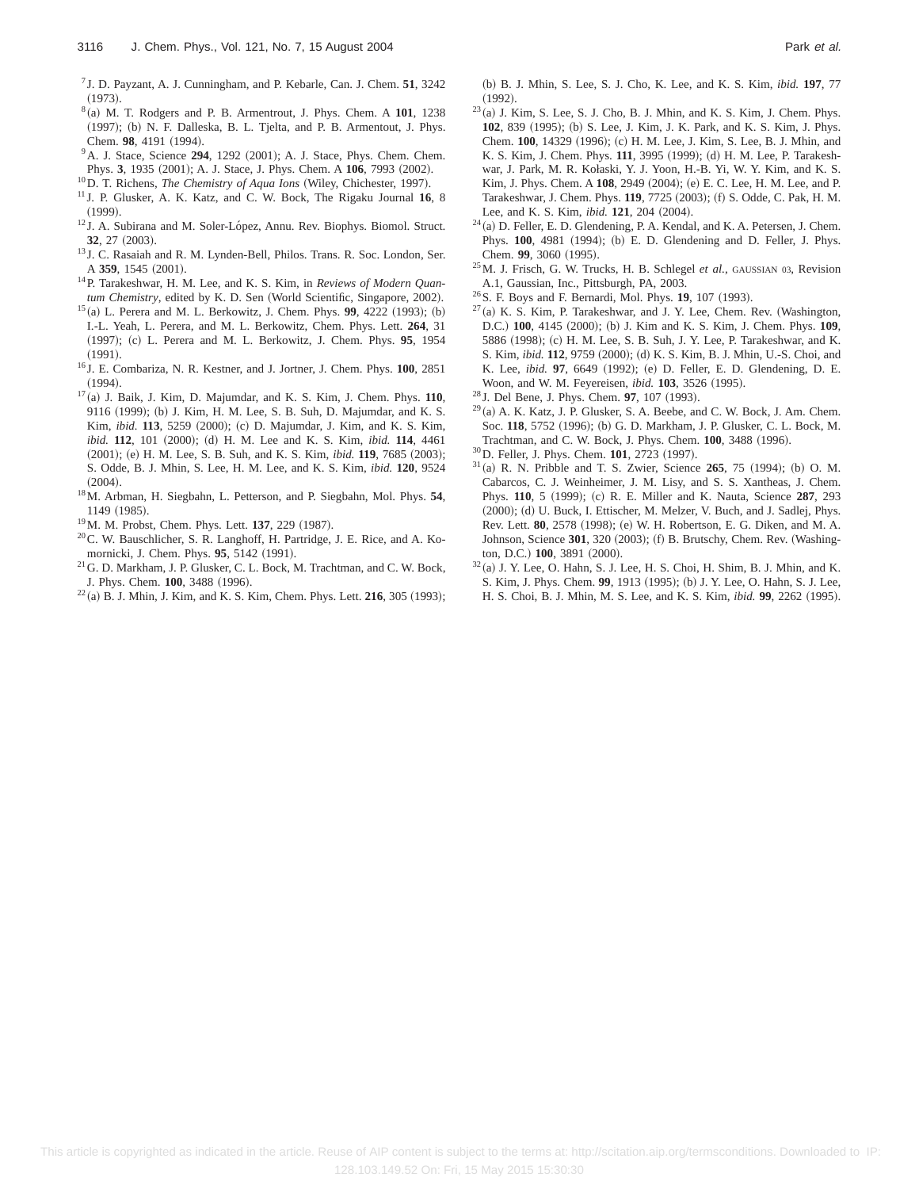[7] J. D. Payzant, A. J. Cunningham, and P. Kebarle, Can. J. Chem. **51**, 3242 (1973).

[8] (a) M. T. Rodgers and P. B. Armentrout, J. Phys. Chem. A **101**, 1238 (1997); (b) N. F. Dalleska, B. L. Tjelta, and P. B. Armentout, J. Phys. Chem. **98**, 4191 (1994).

[9] A. J. Stace, Science **294**, 1292 (2001); A. J. Stace, Phys. Chem. Chem. Phys. **3**, 1935 (2001); A. J. Stace, J. Phys. Chem. A **106**, 7993 (2002).

[10] D. T. Richens, *The Chemistry of Aqua Ions* (Wiley, Chichester, 1997).

[11] J. P. Glusker, A. K. Katz, and C. W. Bock, The Rigaku Journal **16**, 8 (1999).

[12] J. A. Subirana and M. Soler-López, Annu. Rev. Biophys. Biomol. Struct. **32**, 27 (2003).

[13] J. C. Rasaiah and R. M. Lynden-Bell, Philos. Trans. R. Soc. London, Ser. A **359**, 1545 (2001).

[14] P. Tarakeshwar, H. M. Lee, and K. S. Kim, in *Reviews of Modern Quantum Chemistry*, edited by K. D. Sen (World Scientific, Singapore, 2002).

[15] (a) L. Perera and M. L. Berkowitz, J. Chem. Phys. **99**, 4222 (1993); (b) I.-L. Yeah, L. Perera, and M. L. Berkowitz, Chem. Phys. Lett. **264**, 31 (1997); (c) L. Perera and M. L. Berkowitz, J. Chem. Phys. **95**, 1954 (1991).

[16] J. E. Combariza, N. R. Kestner, and J. Jortner, J. Chem. Phys. **100**, 2851 (1994).

[17] (a) J. Baik, J. Kim, D. Majumdar, and K. S. Kim, J. Chem. Phys. **110**, 9116 (1999); (b) J. Kim, H. M. Lee, S. B. Suh, D. Majumdar, and K. S. Kim, *ibid.* **113**, 5259 (2000); (c) D. Majumdar, J. Kim, and K. S. Kim, *ibid.* **112**, 101 (2000); (d) H. M. Lee and K. S. Kim, *ibid.* **114**, 4461 (2001); (e) H. M. Lee, S. B. Suh, and K. S. Kim, *ibid.* **119**, 7685 (2003); S. Odde, B. J. Mhin, S. Lee, H. M. Lee, and K. S. Kim, *ibid.* **120**, 9524 (2004).

[18] M. Arbman, H. Siegbahn, L. Petterson, and P. Siegbahn, Mol. Phys. **54**, 1149 (1985).

[19] M. M. Probst, Chem. Phys. Lett. **137**, 229 (1987).

[20] C. W. Bauschlicher, S. R. Langhoff, H. Partridge, J. E. Rice, and A. Komornicki, J. Chem. Phys. **95**, 5142 (1991).

[21] G. D. Markham, J. P. Glusker, C. L. Bock, M. Trachtman, and C. W. Bock, J. Phys. Chem. **100**, 3488 (1996).

[22] (a) B. J. Mhin, J. Kim, and K. S. Kim, Chem. Phys. Lett. **216**, 305 (1993); (b) B. J. Mhin, S. Lee, S. J. Cho, K. Lee, and K. S. Kim, *ibid.* **197**, 77 (1992).

[23] (a) J. Kim, S. Lee, S. J. Cho, B. J. Mhin, and K. S. Kim, J. Chem. Phys. **102**, 839 (1995); (b) S. Lee, J. Kim, J. K. Park, and K. S. Kim, J. Phys. Chem. **100**, 14329 (1996); (c) H. M. Lee, J. Kim, S. Lee, B. J. Mhin, and K. S. Kim, J. Chem. Phys. **111**, 3995 (1999); (d) H. M. Lee, P. Tarakeshwar, J. Park, M. R. Kołaski, Y. J. Yoon, H.-B. Yi, W. Y. Kim, and K. S. Kim, J. Phys. Chem. A **108**, 2949 (2004); (e) E. C. Lee, H. M. Lee, and P. Tarakeshwar, J. Chem. Phys. **119**, 7725 (2003); (f) S. Odde, C. Pak, H. M. Lee, and K. S. Kim, *ibid.* **121**, 204 (2004).

[24] (a) D. Feller, E. D. Glendening, P. A. Kendal, and K. A. Petersen, J. Chem. Phys. **100**, 4981 (1994); (b) E. D. Glendening and D. Feller, J. Phys. Chem. **99**, 3060 (1995).

[25] M. J. Frisch, G. W. Trucks, H. B. Schlegel *et al.*, GAUSSIAN 03, Revision A.1, Gaussian, Inc., Pittsburgh, PA, 2003.

[26] S. F. Boys and F. Bernardi, Mol. Phys. **19**, 107 (1993).

[27] (a) K. S. Kim, P. Tarakeshwar, and J. Y. Lee, Chem. Rev. (Washington, D.C.) **100**, 4145 (2000); (b) J. Kim and K. S. Kim, J. Chem. Phys. **109**, 5886 (1998); (c) H. M. Lee, S. B. Suh, J. Y. Lee, P. Tarakeshwar, and K. S. Kim, *ibid.* **112**, 9759 (2000); (d) K. S. Kim, B. J. Mhin, U.-S. Choi, and K. Lee, *ibid.* **97**, 6649 (1992); (e) D. Feller, E. D. Glendening, D. E. Woon, and W. M. Feyereisen, *ibid.* **103**, 3526 (1995).

[28] J. Del Bene, J. Phys. Chem. **97**, 107 (1993).

[29] (a) A. K. Katz, J. P. Glusker, S. A. Beebe, and C. W. Bock, J. Am. Chem. Soc. **118**, 5752 (1996); (b) G. D. Markham, J. P. Glusker, C. L. Bock, M. Trachtman, and C. W. Bock, J. Phys. Chem. **100**, 3488 (1996).

[30] D. Feller, J. Phys. Chem. **101**, 2723 (1997).

[31] (a) R. N. Pribble and T. S. Zwier, Science **265**, 75 (1994); (b) O. M. Cabarcos, C. J. Weinheimer, J. M. Lisy, and S. S. Xantheas, J. Chem. Phys. **110**, 5 (1999); (c) R. E. Miller and K. Nauta, Science **287**, 293 (2000); (d) U. Buck, I. Ettischer, M. Melzer, V. Buch, and J. Sadlej, Phys. Rev. Lett. **80**, 2578 (1998); (e) W. H. Robertson, E. G. Diken, and M. A. Johnson, Science **301**, 320 (2003); (f) B. Brutschy, Chem. Rev. (Washington, D.C.) **100**, 3891 (2000).

[32] (a) J. Y. Lee, O. Hahn, S. J. Lee, H. S. Choi, H. Shim, B. J. Mhin, and K. S. Kim, J. Phys. Chem. **99**, 1913 (1995); (b) J. Y. Lee, O. Hahn, S. J. Lee, H. S. Choi, B. J. Mhin, M. S. Lee, and K. S. Kim, *ibid.* **99**, 2262 (1995).